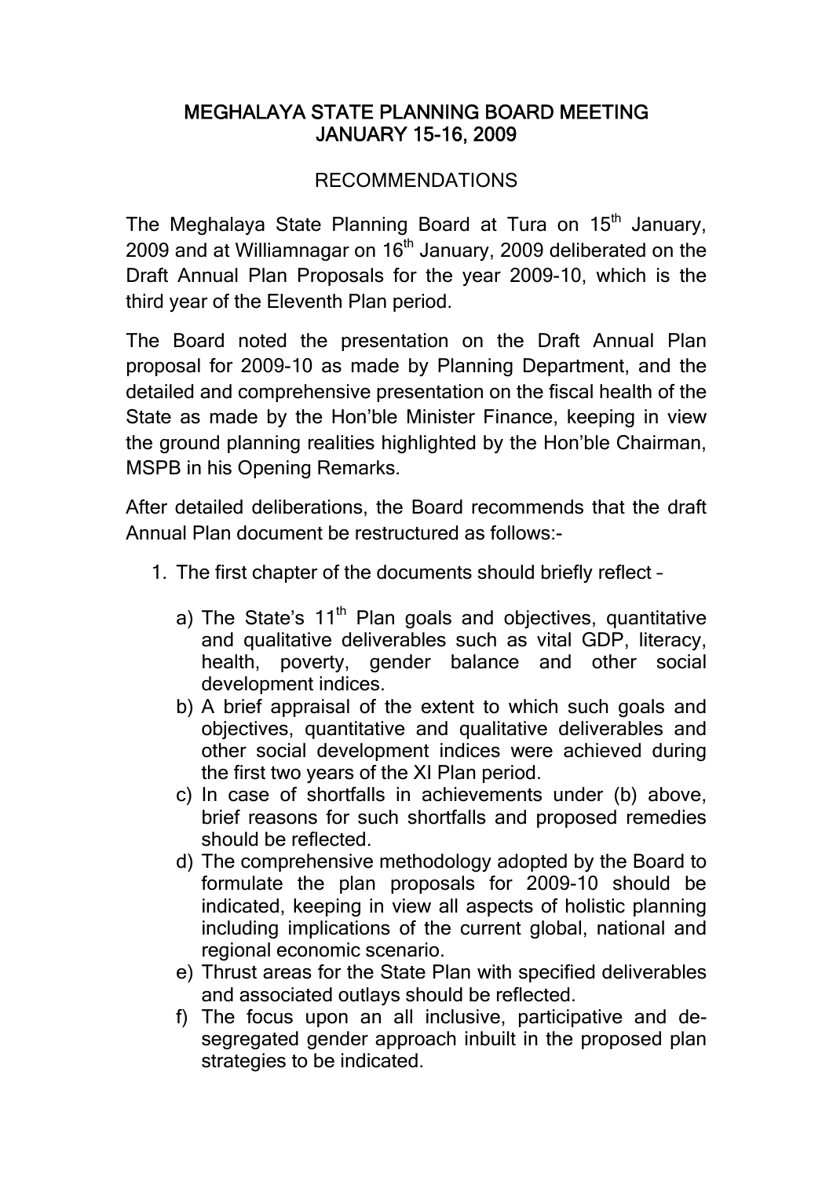# MEGHALAYA STATE PLANNING BOARD MEETING JANUARY 15-16, 2009

## RECOMMENDATIONS

The Meghalaya State Planning Board at Tura on 15th January, 2009 and at Williamnagar on 16th January, 2009 deliberated on the Draft Annual Plan Proposals for the year 2009-10, which is the third year of the Eleventh Plan period.

The Board noted the presentation on the Draft Annual Plan proposal for 2009-10 as made by Planning Department, and the detailed and comprehensive presentation on the fiscal health of the State as made by the Hon'ble Minister Finance, keeping in view the ground planning realities highlighted by the Hon'ble Chairman, MSPB in his Opening Remarks.

After detailed deliberations, the Board recommends that the draft Annual Plan document be restructured as follows:-

1. The first chapter of the documents should briefly reflect –
   - a) The State's 11th Plan goals and objectives, quantitative and qualitative deliverables such as vital GDP, literacy, health, poverty, gender balance and other social development indices.
   - b) A brief appraisal of the extent to which such goals and objectives, quantitative and qualitative deliverables and other social development indices were achieved during the first two years of the XI Plan period.
   - c) In case of shortfalls in achievements under (b) above, brief reasons for such shortfalls and proposed remedies should be reflected.
   - d) The comprehensive methodology adopted by the Board to formulate the plan proposals for 2009-10 should be indicated, keeping in view all aspects of holistic planning including implications of the current global, national and regional economic scenario.
   - e) Thrust areas for the State Plan with specified deliverables and associated outlays should be reflected.
   - f) The focus upon an all inclusive, participative and de-segregated gender approach inbuilt in the proposed plan strategies to be indicated.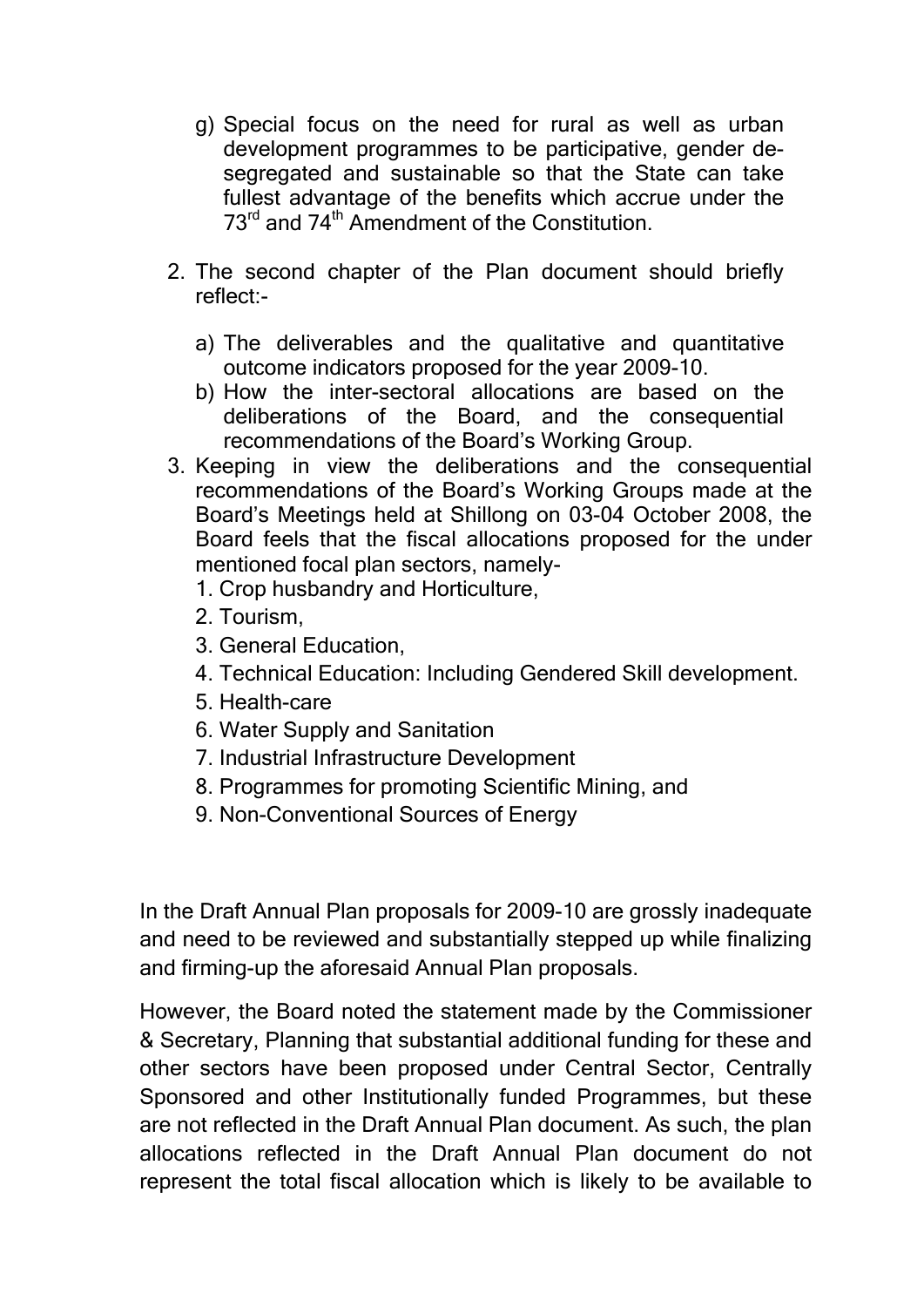g) Special focus on the need for rural as well as urban development programmes to be participative, gender de-segregated and sustainable so that the State can take fullest advantage of the benefits which accrue under the 73rd and 74th Amendment of the Constitution.

2. The second chapter of the Plan document should briefly reflect:-

   a) The deliverables and the qualitative and quantitative outcome indicators proposed for the year 2009-10.
   b) How the inter-sectoral allocations are based on the deliberations of the Board, and the consequential recommendations of the Board's Working Group.

3. Keeping in view the deliberations and the consequential recommendations of the Board's Working Groups made at the Board's Meetings held at Shillong on 03-04 October 2008, the Board feels that the fiscal allocations proposed for the under mentioned focal plan sectors, namely-
   1. Crop husbandry and Horticulture,
   2. Tourism,
   3. General Education,
   4. Technical Education: Including Gendered Skill development.
   5. Health-care
   6. Water Supply and Sanitation
   7. Industrial Infrastructure Development
   8. Programmes for promoting Scientific Mining, and
   9. Non-Conventional Sources of Energy

In the Draft Annual Plan proposals for 2009-10 are grossly inadequate and need to be reviewed and substantially stepped up while finalizing and firming-up the aforesaid Annual Plan proposals.

However, the Board noted the statement made by the Commissioner & Secretary, Planning that substantial additional funding for these and other sectors have been proposed under Central Sector, Centrally Sponsored and other Institutionally funded Programmes, but these are not reflected in the Draft Annual Plan document. As such, the plan allocations reflected in the Draft Annual Plan document do not represent the total fiscal allocation which is likely to be available to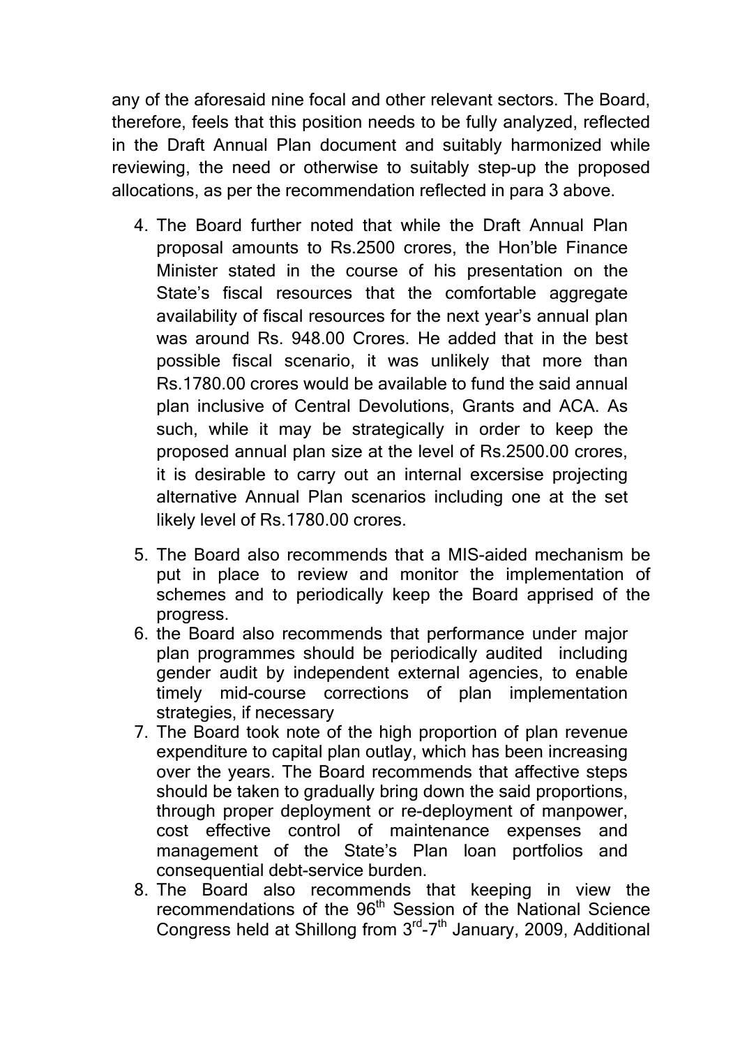any of the aforesaid nine focal and other relevant sectors. The Board, therefore, feels that this position needs to be fully analyzed, reflected in the Draft Annual Plan document and suitably harmonized while reviewing, the need or otherwise to suitably step-up the proposed allocations, as per the recommendation reflected in para 3 above.

4. The Board further noted that while the Draft Annual Plan proposal amounts to Rs.2500 crores, the Hon'ble Finance Minister stated in the course of his presentation on the State's fiscal resources that the comfortable aggregate availability of fiscal resources for the next year's annual plan was around Rs. 948.00 Crores. He added that in the best possible fiscal scenario, it was unlikely that more than Rs.1780.00 crores would be available to fund the said annual plan inclusive of Central Devolutions, Grants and ACA. As such, while it may be strategically in order to keep the proposed annual plan size at the level of Rs.2500.00 crores, it is desirable to carry out an internal excersise projecting alternative Annual Plan scenarios including one at the set likely level of Rs.1780.00 crores.

5. The Board also recommends that a MIS-aided mechanism be put in place to review and monitor the implementation of schemes and to periodically keep the Board apprised of the progress.
6. the Board also recommends that performance under major plan programmes should be periodically audited including gender audit by independent external agencies, to enable timely mid-course corrections of plan implementation strategies, if necessary
7. The Board took note of the high proportion of plan revenue expenditure to capital plan outlay, which has been increasing over the years. The Board recommends that affective steps should be taken to gradually bring down the said proportions, through proper deployment or re-deployment of manpower, cost effective control of maintenance expenses and management of the State's Plan loan portfolios and consequential debt-service burden.
8. The Board also recommends that keeping in view the recommendations of the 96th Session of the National Science Congress held at Shillong from 3rd-7th January, 2009, Additional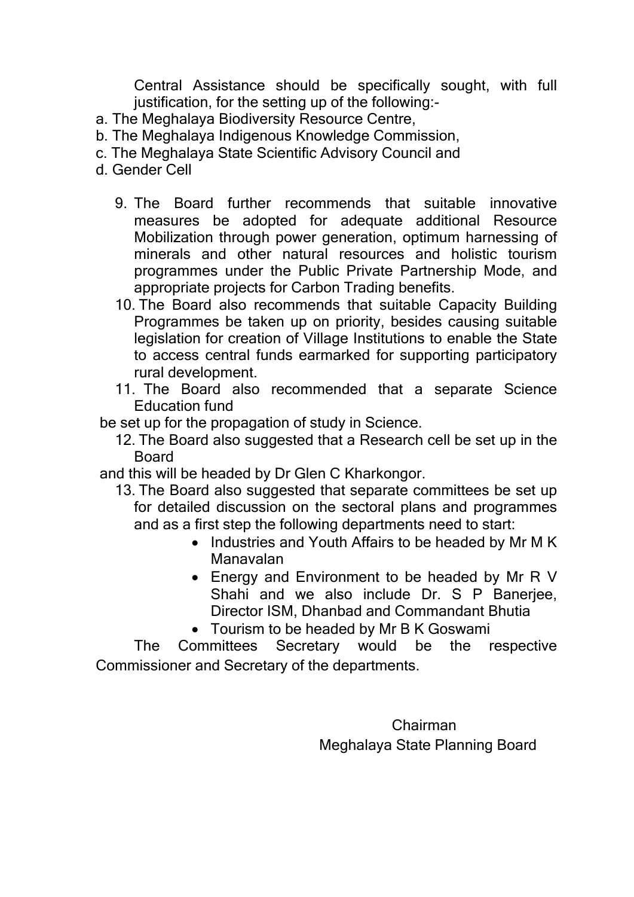Central Assistance should be specifically sought, with full justification, for the setting up of the following:-

a. The Meghalaya Biodiversity Resource Centre,
b. The Meghalaya Indigenous Knowledge Commission,
c. The Meghalaya State Scientific Advisory Council and
d. Gender Cell

9. The Board further recommends that suitable innovative measures be adopted for adequate additional Resource Mobilization through power generation, optimum harnessing of minerals and other natural resources and holistic tourism programmes under the Public Private Partnership Mode, and appropriate projects for Carbon Trading benefits.
10. The Board also recommends that suitable Capacity Building Programmes be taken up on priority, besides causing suitable legislation for creation of Village Institutions to enable the State to access central funds earmarked for supporting participatory rural development.
11. The Board also recommended that a separate Science Education fund be set up for the propagation of study in Science.
12. The Board also suggested that a Research cell be set up in the Board and this will be headed by Dr Glen C Kharkongor.
13. The Board also suggested that separate committees be set up for detailed discussion on the sectoral plans and programmes and as a first step the following departments need to start:
    - Industries and Youth Affairs to be headed by Mr M K Manavalan
    - Energy and Environment to be headed by Mr R V Shahi and we also include Dr. S P Banerjee, Director ISM, Dhanbad and Commandant Bhutia
    - Tourism to be headed by Mr B K Goswami

The Committees Secretary would be the respective Commissioner and Secretary of the departments.

Chairman
Meghalaya State Planning Board